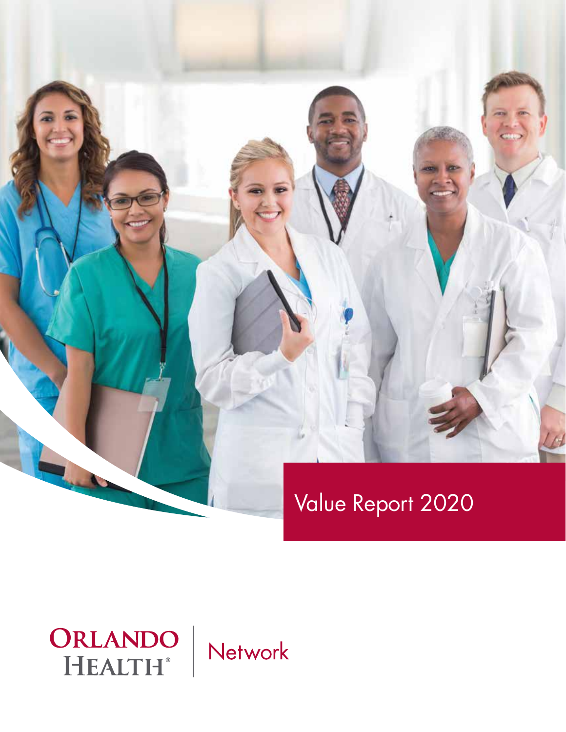# Value Report 2020

ORLANDO HEALTH® | Network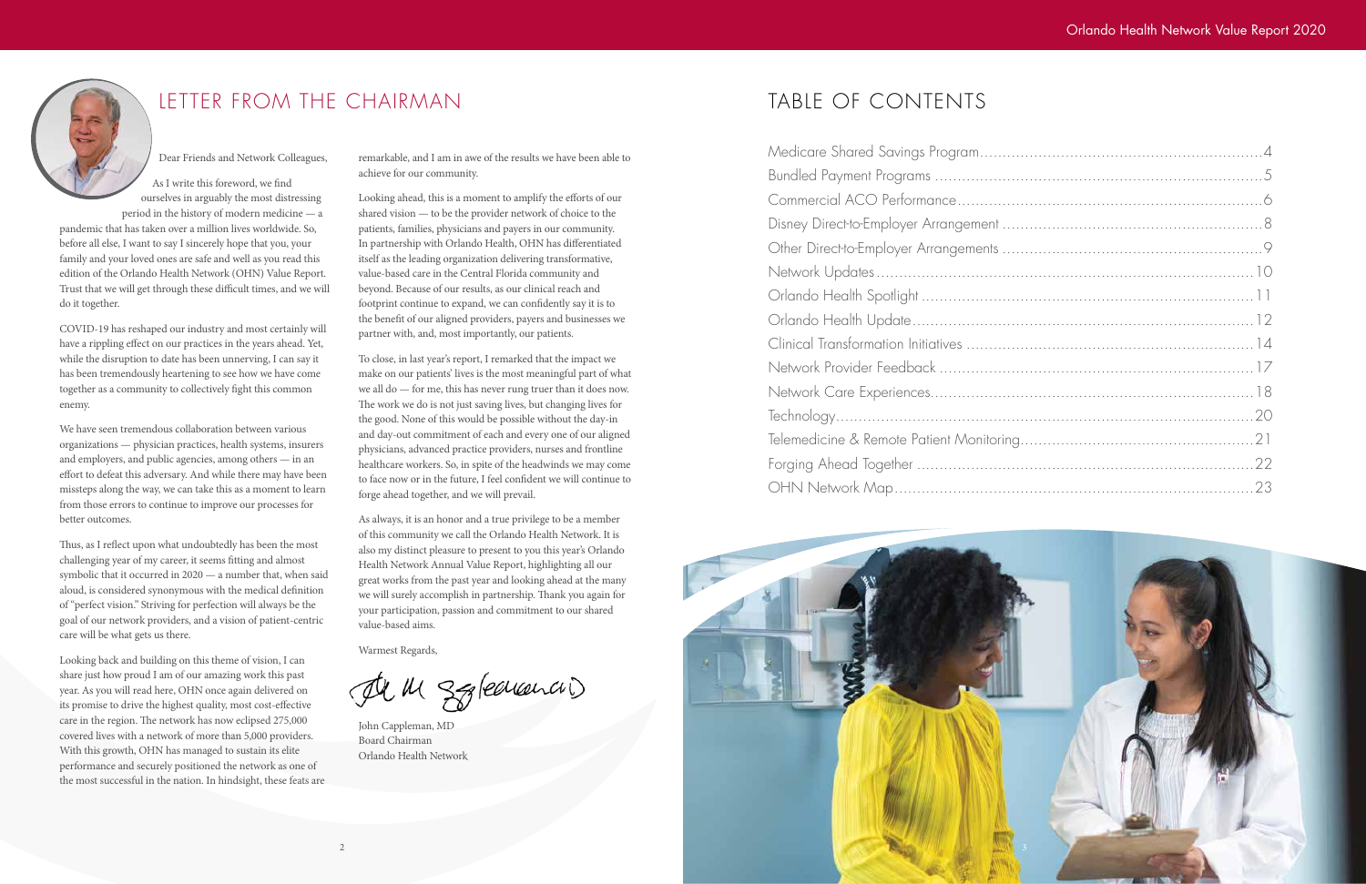# LETTER FROM THE CHAIRMAN

Dear Friends and Network Colleagues,

As I write this foreword, we find ourselves in arguably the most distressing period in the history of modern medicine — a pandemic that has taken over a million lives worldwide. So, before all else, I want to say I sincerely hope that you, your family and your loved ones are safe and well as you read this edition of the Orlando Health Network (OHN) Value Report. Trust that we will get through these difficult times, and we will do it together.

COVID-19 has reshaped our industry and most certainly will have a rippling effect on our practices in the years ahead. Yet, while the disruption to date has been unnerving, I can say it has been tremendously heartening to see how we have come together as a community to collectively fight this common enemy.

We have seen tremendous collaboration between various organizations — physician practices, health systems, insurers and employers, and public agencies, among others — in an effort to defeat this adversary. And while there may have been missteps along the way, we can take this as a moment to learn from those errors to continue to improve our processes for better outcomes.

Thus, as I reflect upon what undoubtedly has been the most challenging year of my career, it seems fitting and almost symbolic that it occurred in 2020 — a number that, when said aloud, is considered synonymous with the medical definition of "perfect vision." Striving for perfection will always be the goal of our network providers, and a vision of patient-centric care will be what gets us there.

Looking back and building on this theme of vision, I can share just how proud I am of our amazing work this past year. As you will read here, OHN once again delivered on its promise to drive the highest quality, most cost-effective care in the region. The network has now eclipsed 275,000 covered lives with a network of more than 5,000 providers. With this growth, OHN has managed to sustain its elite performance and securely positioned the network as one of the most successful in the nation. In hindsight, these feats are remarkable, and I am in awe of the results we have been able to achieve for our community.

Looking ahead, this is a moment to amplify the efforts of our shared vision — to be the provider network of choice to the patients, families, physicians and payers in our community. In partnership with Orlando Health, OHN has differentiated itself as the leading organization delivering transformative, value-based care in the Central Florida community and beyond. Because of our results, as our clinical reach and footprint continue to expand, we can confidently say it is to the benefit of our aligned providers, payers and businesses we partner with, and, most importantly, our patients.

To close, in last year's report, I remarked that the impact we make on our patients' lives is the most meaningful part of what we all do — for me, this has never rung truer than it does now. The work we do is not just saving lives, but changing lives for the good. None of this would be possible without the day-in and day-out commitment of each and every one of our aligned physicians, advanced practice providers, nurses and frontline healthcare workers. So, in spite of the headwinds we may come to face now or in the future, I feel confident we will continue to forge ahead together, and we will prevail.

As always, it is an honor and a true privilege to be a member of this community we call the Orlando Health Network. It is also my distinct pleasure to present to you this year's Orlando Health Network Annual Value Report, highlighting all our great works from the past year and looking ahead at the many we will surely accomplish in partnership. Thank you again for your participation, passion and commitment to our shared value-based aims.

Warmest Regards,

John Cappleman, MD
Board Chairman
Orlando Health Network

# TABLE OF CONTENTS

- Medicare Shared Savings Program .......... 4
- Bundled Payment Programs .......... 5
- Commercial ACO Performance .......... 6
- Disney Direct-to-Employer Arrangement .......... 8
- Other Direct-to-Employer Arrangements .......... 9
- Network Updates .......... 10
- Orlando Health Spotlight .......... 11
- Orlando Health Update .......... 12
- Clinical Transformation Initiatives .......... 14
- Network Provider Feedback .......... 17
- Network Care Experiences .......... 18
- Technology .......... 20
- Telemedicine & Remote Patient Monitoring .......... 21
- Forging Ahead Together .......... 22
- OHN Network Map .......... 23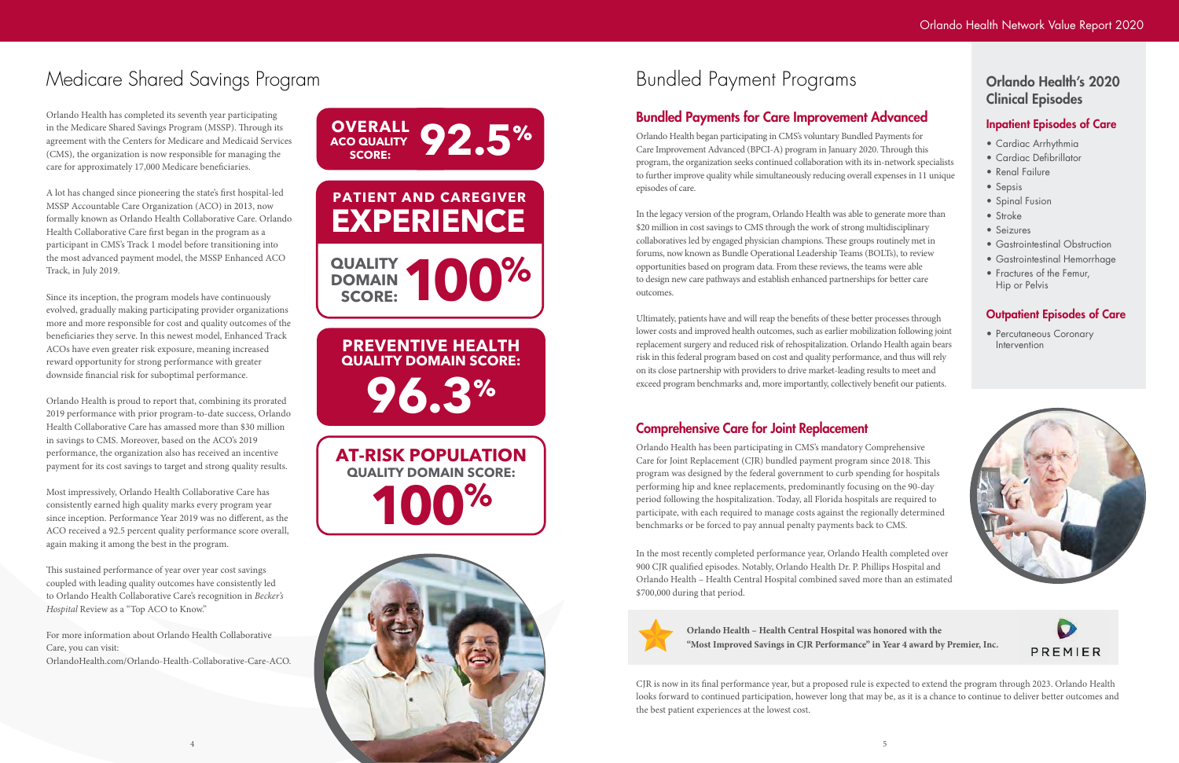# Medicare Shared Savings Program

Orlando Health has completed its seventh year participating in the Medicare Shared Savings Program (MSSP). Through its agreement with the Centers for Medicare and Medicaid Services (CMS), the organization is now responsible for managing the care for approximately 17,000 Medicare beneficiaries.

A lot has changed since pioneering the state's first hospital-led MSSP Accountable Care Organization (ACO) in 2013, now formally known as Orlando Health Collaborative Care. Orlando Health Collaborative Care first began in the program as a participant in CMS's Track 1 model before transitioning into the most advanced payment model, the MSSP Enhanced ACO Track, in July 2019.

Since its inception, the program models have continuously evolved, gradually making participating provider organizations more and more responsible for cost and quality outcomes of the beneficiaries they serve. In this newest model, Enhanced Track ACOs have even greater risk exposure, meaning increased reward opportunity for strong performance with greater downside financial risk for suboptimal performance.

Orlando Health is proud to report that, combining its prorated 2019 performance with prior program-to-date success, Orlando Health Collaborative Care has amassed more than $30 million in savings to CMS. Moreover, based on the ACO's 2019 performance, the organization also has received an incentive payment for its cost savings to target and strong quality results.

Most impressively, Orlando Health Collaborative Care has consistently earned high quality marks every program year since inception. Performance Year 2019 was no different, as the ACO received a 92.5 percent quality performance score overall, again making it among the best in the program.

This sustained performance of year over year cost savings coupled with leading quality outcomes have consistently led to Orlando Health Collaborative Care's recognition in *Becker's Hospital* Review as a "Top ACO to Know."

For more information about Orlando Health Collaborative Care, you can visit:
OrlandoHealth.com/Orlando-Health-Collaborative-Care-ACO.

**OVERALL ACO QUALITY SCORE: 92.5%**

**PATIENT AND CAREGIVER EXPERIENCE QUALITY DOMAIN SCORE: 100%**

**PREVENTIVE HEALTH QUALITY DOMAIN SCORE: 96.3%**

**AT-RISK POPULATION QUALITY DOMAIN SCORE: 100%**

# Bundled Payment Programs

## Bundled Payments for Care Improvement Advanced

Orlando Health began participating in CMS's voluntary Bundled Payments for Care Improvement Advanced (BPCI-A) program in January 2020. Through this program, the organization seeks continued collaboration with its in-network specialists to further improve quality while simultaneously reducing overall expenses in 11 unique episodes of care.

In the legacy version of the program, Orlando Health was able to generate more than $20 million in cost savings to CMS through the work of strong multidisciplinary collaboratives led by engaged physician champions. These groups routinely met in forums, now known as Bundle Operational Leadership Teams (BOLTs), to review opportunities based on program data. From these reviews, the teams were able to design new care pathways and establish enhanced partnerships for better care outcomes.

Ultimately, patients have and will reap the benefits of these better processes through lower costs and improved health outcomes, such as earlier mobilization following joint replacement surgery and reduced risk of rehospitalization. Orlando Health again bears risk in this federal program based on cost and quality performance, and thus will rely on its close partnership with providers to drive market-leading results to meet and exceed program benchmarks and, more importantly, collectively benefit our patients.

## Orlando Health's 2020 Clinical Episodes

### Inpatient Episodes of Care

- Cardiac Arrhythmia
- Cardiac Defibrillator
- Renal Failure
- Sepsis
- Spinal Fusion
- Stroke
- Seizures
- Gastrointestinal Obstruction
- Gastrointestinal Hemorrhage
- Fractures of the Femur, Hip or Pelvis

### Outpatient Episodes of Care

- Percutaneous Coronary Intervention

## Comprehensive Care for Joint Replacement

Orlando Health has been participating in CMS's mandatory Comprehensive Care for Joint Replacement (CJR) bundled payment program since 2018. This program was designed by the federal government to curb spending for hospitals performing hip and knee replacements, predominantly focusing on the 90-day period following the hospitalization. Today, all Florida hospitals are required to participate, with each required to manage costs against the regionally determined benchmarks or be forced to pay annual penalty payments back to CMS.

In the most recently completed performance year, Orlando Health completed over 900 CJR qualified episodes. Notably, Orlando Health Dr. P. Phillips Hospital and Orlando Health – Health Central Hospital combined saved more than an estimated $700,000 during that period.

**Orlando Health – Health Central Hospital was honored with the "Most Improved Savings in CJR Performance" in Year 4 award by Premier, Inc.**

PREMIER

CJR is now in its final performance year, but a proposed rule is expected to extend the program through 2023. Orlando Health looks forward to continued participation, however long that may be, as it is a chance to continue to deliver better outcomes and the best patient experiences at the lowest cost.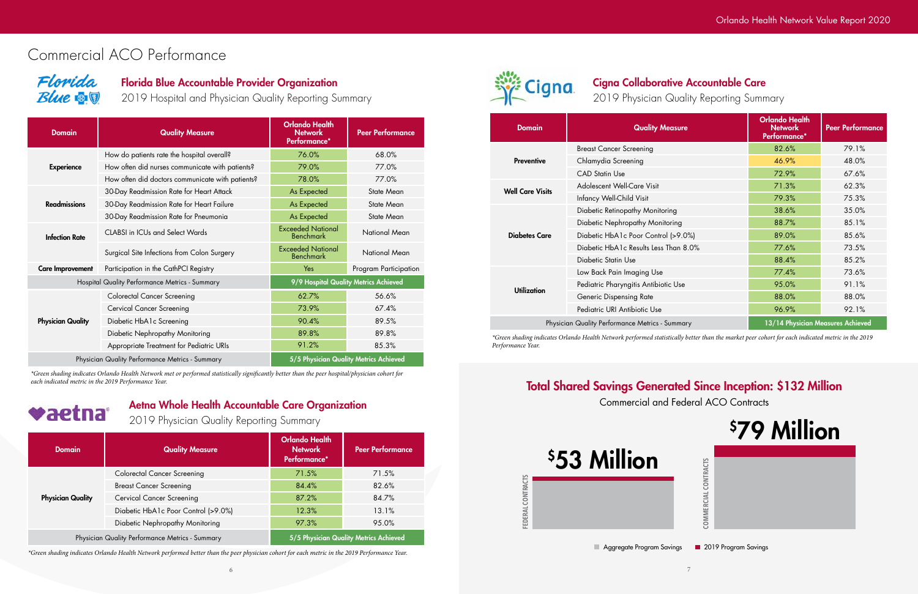# Commercial ACO Performance

## Florida Blue Accountable Provider Organization

2019 Hospital and Physician Quality Reporting Summary

| Domain | Quality Measure | Orlando Health Network Performance* | Peer Performance |
|---|---|---|---|
| Experience | How do patients rate the hospital overall? | 76.0% | 68.0% |
| | How often did nurses communicate with patients? | 79.0% | 77.0% |
| | How often did doctors communicate with patients? | 78.0% | 77.0% |
| Readmissions | 30-Day Readmission Rate for Heart Attack | As Expected | State Mean |
| | 30-Day Readmission Rate for Heart Failure | As Expected | State Mean |
| | 30-Day Readmission Rate for Pneumonia | As Expected | State Mean |
| Infection Rate | CLABSI in ICUs and Select Wards | Exceeded National Benchmark | National Mean |
| | Surgical Site Infections from Colon Surgery | Exceeded National Benchmark | National Mean |
| Care Improvement | Participation in the CathPCI Registry | Yes | Program Participation |
| Hospital Quality Performance Metrics - Summary | | 9/9 Hospital Quality Metrics Achieved | |
| Physician Quality | Colorectal Cancer Screening | 62.7% | 56.6% |
| | Cervical Cancer Screening | 73.9% | 67.4% |
| | Diabetic HbA1c Screening | 90.4% | 89.5% |
| | Diabetic Nephropathy Monitoring | 89.8% | 89.8% |
| | Appropriate Treatment for Pediatric URIs | 91.2% | 85.3% |
| Physician Quality Performance Metrics - Summary | | 5/5 Physician Quality Metrics Achieved | |

*Green shading indicates Orlando Health Network met or performed statistically significantly better than the peer hospital/physician cohort for each indicated metric in the 2019 Performance Year.*

## Aetna Whole Health Accountable Care Organization

2019 Physician Quality Reporting Summary

| Domain | Quality Measure | Orlando Health Network Performance* | Peer Performance |
|---|---|---|---|
| Physician Quality | Colorectal Cancer Screening | 71.5% | 71.5% |
| | Breast Cancer Screening | 84.4% | 82.6% |
| | Cervical Cancer Screening | 87.2% | 84.7% |
| | Diabetic HbA1c Poor Control (>9.0%) | 12.3% | 13.1% |
| | Diabetic Nephropathy Monitoring | 97.3% | 95.0% |
| Physician Quality Performance Metrics - Summary | | 5/5 Physician Quality Metrics Achieved | |

*Green shading indicates Orlando Health Network performed better than the peer physician cohort for each metric in the 2019 Performance Year.*

## Cigna Collaborative Accountable Care

2019 Physician Quality Reporting Summary

| Domain | Quality Measure | Orlando Health Network Performance* | Peer Performance |
|---|---|---|---|
| Preventive | Breast Cancer Screening | 82.6% | 79.1% |
| | Chlamydia Screening | 46.9% | 48.0% |
| | CAD Statin Use | 72.9% | 67.6% |
| Well Care Visits | Adolescent Well-Care Visit | 71.3% | 62.3% |
| | Infancy Well-Child Visit | 79.3% | 75.3% |
| Diabetes Care | Diabetic Retinopathy Monitoring | 38.6% | 35.0% |
| | Diabetic Nephropathy Monitoring | 88.7% | 85.1% |
| | Diabetic HbA1c Poor Control (>9.0%) | 89.0% | 85.6% |
| | Diabetic HbA1c Results Less Than 8.0% | 77.6% | 73.5% |
| | Diabetic Statin Use | 88.4% | 85.2% |
| Utilization | Low Back Pain Imaging Use | 77.4% | 73.6% |
| | Pediatric Pharyngitis Antibiotic Use | 95.0% | 91.1% |
| | Generic Dispensing Rate | 88.0% | 88.0% |
| | Pediatric URI Antibiotic Use | 96.9% | 92.1% |
| Physician Quality Performance Metrics - Summary | | 13/14 Physician Measures Achieved | |

*Green shading indicates Orlando Health Network performed statistically better than the market peer cohort for each indicated metric in the 2019 Performance Year.*

## Total Shared Savings Generated Since Inception: $132 Million

Commercial and Federal ACO Contracts

| | Savings |
|---|---|
| Federal Contracts | $53 Million |
| Commercial Contracts | $79 Million |

Aggregate Program Savings | 2019 Program Savings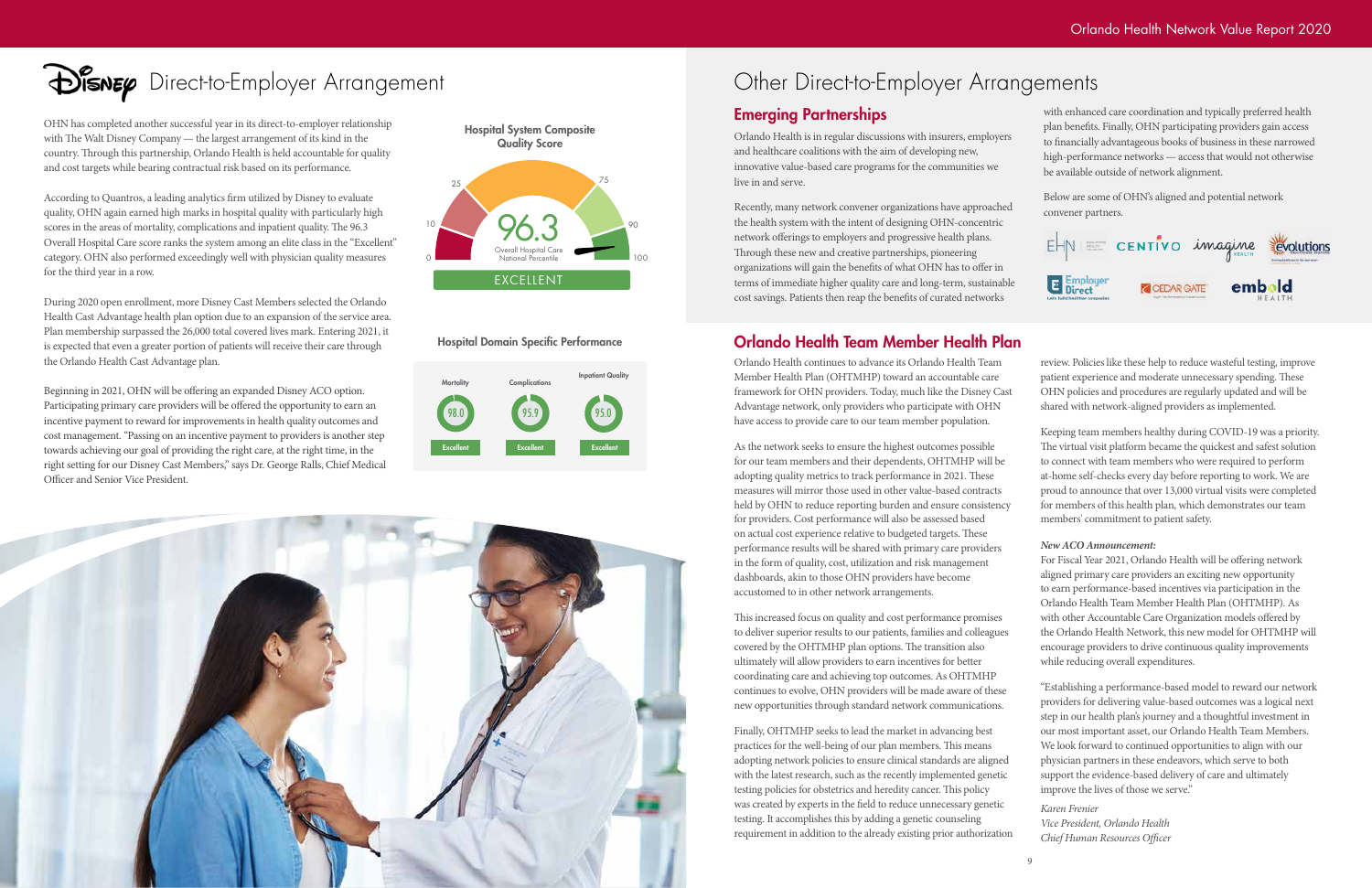# Disney Direct-to-Employer Arrangement

OHN has completed another successful year in its direct-to-employer relationship with The Walt Disney Company — the largest arrangement of its kind in the country. Through this partnership, Orlando Health is held accountable for quality and cost targets while bearing contractual risk based on its performance.

According to Quantros, a leading analytics firm utilized by Disney to evaluate quality, OHN again earned high marks in hospital quality with particularly high scores in the areas of mortality, complications and inpatient quality. The 96.3 Overall Hospital Care score ranks the system among an elite class in the "Excellent" category. OHN also performed exceedingly well with physician quality measures for the third year in a row.

During 2020 open enrollment, more Disney Cast Members selected the Orlando Health Cast Advantage health plan option due to an expansion of the service area. Plan membership surpassed the 26,000 total covered lives mark. Entering 2021, it is expected that even a greater portion of patients will receive their care through the Orlando Health Cast Advantage plan.

Beginning in 2021, OHN will be offering an expanded Disney ACO option. Participating primary care providers will be offered the opportunity to earn an incentive payment to reward for improvements in health quality outcomes and cost management. "Passing on an incentive payment to providers is another step towards achieving our goal of providing the right care, at the right time, in the right setting for our Disney Cast Members," says Dr. George Ralls, Chief Medical Officer and Senior Vice President.

**Hospital System Composite Quality Score**

96.3 — Overall Hospital Care National Percentile — EXCELLENT

**Hospital Domain Specific Performance**

| Mortality | Complications | Inpatient Quality |
|---|---|---|
| 98.0 | 95.9 | 95.0 |
| Excellent | Excellent | Excellent |

# Other Direct-to-Employer Arrangements

## Emerging Partnerships

Orlando Health is in regular discussions with insurers, employers and healthcare coalitions with the aim of developing new, innovative value-based care programs for the communities we live in and serve.

Recently, many network convener organizations have approached the health system with the intent of designing OHN-concentric network offerings to employers and progressive health plans. Through these new and creative partnerships, pioneering organizations will gain the benefits of what OHN has to offer in terms of immediate higher quality care and long-term, sustainable cost savings. Patients then reap the benefits of curated networks with enhanced care coordination and typically preferred health plan benefits. Finally, OHN participating providers gain access to financially advantageous books of business in these narrowed high-performance networks — access that would not otherwise be available outside of network alignment.

Below are some of OHN's aligned and potential network convener partners.

EHN, Centivo, Imagine Health, Evolutions, Employer Direct, Cedar Gate, Embold Health

## Orlando Health Team Member Health Plan

Orlando Health continues to advance its Orlando Health Team Member Health Plan (OHTMHP) toward an accountable care framework for OHN providers. Today, much like the Disney Cast Advantage network, only providers who participate with OHN have access to provide care to our team member population.

As the network seeks to ensure the highest outcomes possible for our team members and their dependents, OHTMHP will be adopting quality metrics to track performance in 2021. These measures will mirror those used in other value-based contracts held by OHN to reduce reporting burden and ensure consistency for providers. Cost performance will also be assessed based on actual cost experience relative to budgeted targets. These performance results will be shared with primary care providers in the form of quality, cost, utilization and risk management dashboards, akin to those OHN providers have become accustomed to in other network arrangements.

This increased focus on quality and cost performance promises to deliver superior results to our patients, families and colleagues covered by the OHTMHP plan options. The transition also ultimately will allow providers to earn incentives for better coordinating care and achieving top outcomes. As OHTMHP continues to evolve, OHN providers will be made aware of these new opportunities through standard network communications.

Finally, OHTMHP seeks to lead the market in advancing best practices for the well-being of our plan members. This means adopting network policies to ensure clinical standards are aligned with the latest research, such as the recently implemented genetic testing policies for obstetrics and heredity cancer. This policy was created by experts in the field to reduce unnecessary genetic testing. It accomplishes this by adding a genetic counseling requirement in addition to the already existing prior authorization review. Policies like these help to reduce wasteful testing, improve patient experience and moderate unnecessary spending. These OHN policies and procedures are regularly updated and will be shared with network-aligned providers as implemented.

Keeping team members healthy during COVID-19 was a priority. The virtual visit platform became the quickest and safest solution to connect with team members who were required to perform at-home self-checks every day before reporting to work. We are proud to announce that over 13,000 virtual visits were completed for members of this health plan, which demonstrates our team members' commitment to patient safety.

***New ACO Announcement:***

For Fiscal Year 2021, Orlando Health will be offering network aligned primary care providers an exciting new opportunity to earn performance-based incentives via participation in the Orlando Health Team Member Health Plan (OHTMHP). As with other Accountable Care Organization models offered by the Orlando Health Network, this new model for OHTMHP will encourage providers to drive continuous quality improvements while reducing overall expenditures.

"Establishing a performance-based model to reward our network providers for delivering value-based outcomes was a logical next step in our health plan's journey and a thoughtful investment in our most important asset, our Orlando Health Team Members. We look forward to continued opportunities to align with our physician partners in these endeavors, which serve to both support the evidence-based delivery of care and ultimately improve the lives of those we serve."

*Karen Frenier*
*Vice President, Orlando Health*
*Chief Human Resources Officer*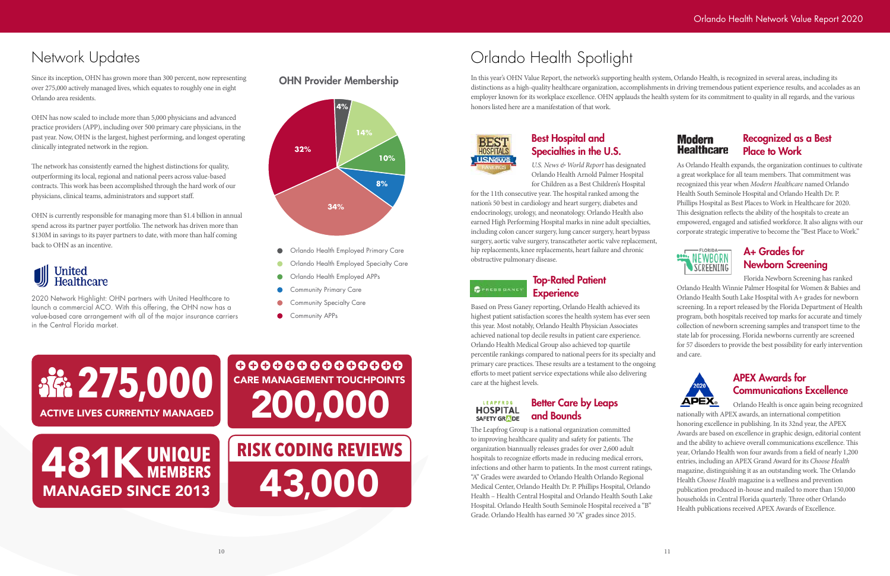# Network Updates

Since its inception, OHN has grown more than 300 percent, now representing over 275,000 actively managed lives, which equates to roughly one in eight Orlando area residents.

OHN has now scaled to include more than 5,000 physicians and advanced practice providers (APP), including over 500 primary care physicians, in the past year. Now, OHN is the largest, highest performing, and longest operating clinically integrated network in the region.

The network has consistently earned the highest distinctions for quality, outperforming its local, regional and national peers across value-based contracts. This work has been accomplished through the hard work of our physicians, clinical teams, administrators and support staff.

OHN is currently responsible for managing more than $1.4 billion in annual spend across its partner payer portfolio. The network has driven more than $130M in savings to its payer partners to date, with more than half coming back to OHN as an incentive.

United Healthcare

2020 Network Highlight: OHN partners with United Healthcare to launch a commercial ACO. With this offering, the OHN now has a value-based care arrangement with all of the major insurance carriers in the Central Florida market.

## OHN Provider Membership

| Category | Share |
| --- | --- |
| Orlando Health Employed Primary Care | 4% |
| Orlando Health Employed Specialty Care | 14% |
| Orlando Health Employed APPs | 10% |
| Community Primary Care | 8% |
| Community Specialty Care | 34% |
| Community APPs | 32% |

**275,000** ACTIVE LIVES CURRENTLY MANAGED

**CARE MANAGEMENT TOUCHPOINTS 200,000**

**481K UNIQUE MEMBERS** MANAGED SINCE 2013

**RISK CODING REVIEWS 43,000**

# Orlando Health Spotlight

In this year's OHN Value Report, the network's supporting health system, Orlando Health, is recognized in several areas, including its distinctions as a high-quality healthcare organization, accomplishments in driving tremendous patient experience results, and accolades as an employer known for its workplace excellence. OHN applauds the health system for its commitment to quality in all regards, and the various honors listed here are a manifestation of that work.

## Best Hospital and Specialties in the U.S.

*U.S. News & World Report* has designated Orlando Health Arnold Palmer Hospital for Children as a Best Children's Hospital for the 11th consecutive year. The hospital ranked among the nation's 50 best in cardiology and heart surgery, diabetes and endocrinology, urology, and neonatology. Orlando Health also earned High Performing Hospital marks in nine adult specialties, including colon cancer surgery, lung cancer surgery, heart bypass surgery, aortic valve surgery, transcatheter aortic valve replacement, hip replacements, knee replacements, heart failure and chronic obstructive pulmonary disease.

## Top-Rated Patient Experience

Based on Press Ganey reporting, Orlando Health achieved its highest patient satisfaction scores the health system has ever seen this year. Most notably, Orlando Health Physician Associates achieved national top decile results in patient care experience. Orlando Health Medical Group also achieved top quartile percentile rankings compared to national peers for its specialty and primary care practices. These results are a testament to the ongoing efforts to meet patient service expectations while also delivering care at the highest levels.

## Better Care by Leaps and Bounds

The Leapfrog Group is a national organization committed to improving healthcare quality and safety for patients. The organization biannually releases grades for over 2,600 adult hospitals to recognize efforts made in reducing medical errors, infections and other harm to patients. In the most current ratings, "A" Grades were awarded to Orlando Health Orlando Regional Medical Center, Orlando Health Dr. P. Phillips Hospital, Orlando Health – Health Central Hospital and Orlando Health South Lake Hospital. Orlando Health South Seminole Hospital received a "B" Grade. Orlando Health has earned 30 "A" grades since 2015.

## Recognized as a Best Place to Work

As Orlando Health expands, the organization continues to cultivate a great workplace for all team members. That commitment was recognized this year when *Modern Healthcare* named Orlando Health South Seminole Hospital and Orlando Health Dr. P. Phillips Hospital as Best Places to Work in Healthcare for 2020. This designation reflects the ability of the hospitals to create an empowered, engaged and satisfied workforce. It also aligns with our corporate strategic imperative to become the "Best Place to Work."

## A+ Grades for Newborn Screening

Florida Newborn Screening has ranked Orlando Health Winnie Palmer Hospital for Women & Babies and Orlando Health South Lake Hospital with A+ grades for newborn screening. In a report released by the Florida Department of Health program, both hospitals received top marks for accurate and timely collection of newborn screening samples and transport time to the state lab for processing. Florida newborns currently are screened for 57 disorders to provide the best possibility for early intervention and care.

## APEX Awards for Communications Excellence

Orlando Health is once again being recognized nationally with APEX awards, an international competition honoring excellence in publishing. In its 32nd year, the APEX Awards are based on excellence in graphic design, editorial content and the ability to achieve overall communications excellence. This year, Orlando Health won four awards from a field of nearly 1,200 entries, including an APEX Grand Award for its *Choose Health* magazine, distinguishing it as an outstanding work. The Orlando Health *Choose Health* magazine is a wellness and prevention publication produced in-house and mailed to more than 150,000 households in Central Florida quarterly. Three other Orlando Health publications received APEX Awards of Excellence.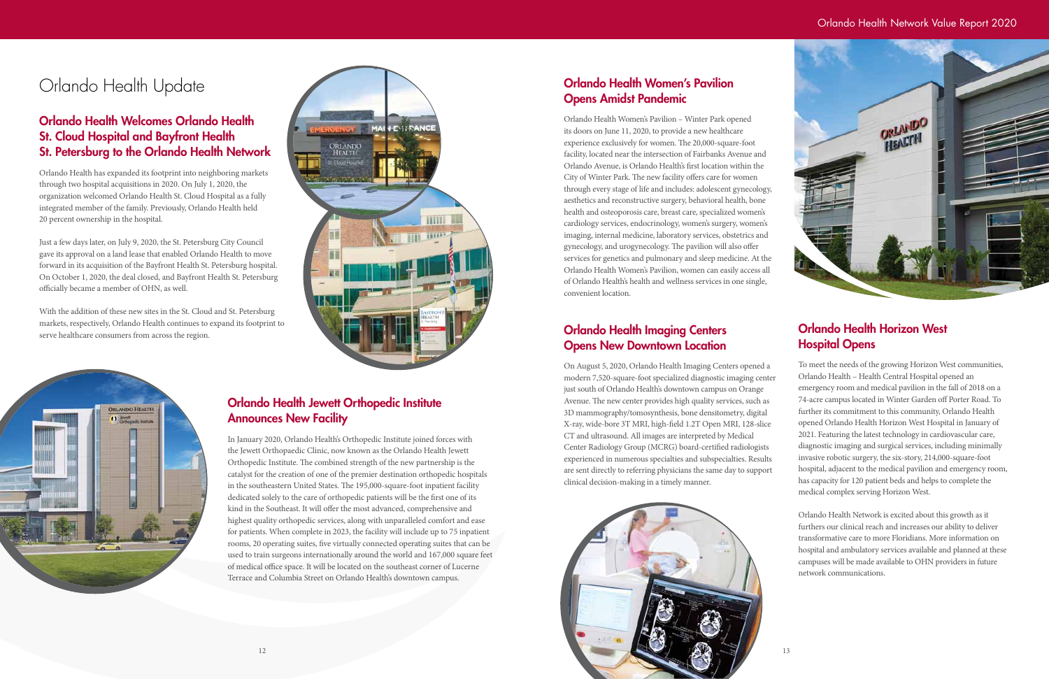# Orlando Health Update

## Orlando Health Welcomes Orlando Health St. Cloud Hospital and Bayfront Health St. Petersburg to the Orlando Health Network

Orlando Health has expanded its footprint into neighboring markets through two hospital acquisitions in 2020. On July 1, 2020, the organization welcomed Orlando Health St. Cloud Hospital as a fully integrated member of the family. Previously, Orlando Health held 20 percent ownership in the hospital.

Just a few days later, on July 9, 2020, the St. Petersburg City Council gave its approval on a land lease that enabled Orlando Health to move forward in its acquisition of the Bayfront Health St. Petersburg hospital. On October 1, 2020, the deal closed, and Bayfront Health St. Petersburg officially became a member of OHN, as well.

With the addition of these new sites in the St. Cloud and St. Petersburg markets, respectively, Orlando Health continues to expand its footprint to serve healthcare consumers from across the region.

## Orlando Health Jewett Orthopedic Institute Announces New Facility

In January 2020, Orlando Health's Orthopedic Institute joined forces with the Jewett Orthopaedic Clinic, now known as the Orlando Health Jewett Orthopedic Institute. The combined strength of the new partnership is the catalyst for the creation of one of the premier destination orthopedic hospitals in the southeastern United States. The 195,000-square-foot inpatient facility dedicated solely to the care of orthopedic patients will be the first one of its kind in the Southeast. It will offer the most advanced, comprehensive and highest quality orthopedic services, along with unparalleled comfort and ease for patients. When complete in 2023, the facility will include up to 75 inpatient rooms, 20 operating suites, five virtually connected operating suites that can be used to train surgeons internationally around the world and 167,000 square feet of medical office space. It will be located on the southeast corner of Lucerne Terrace and Columbia Street on Orlando Health's downtown campus.

## Orlando Health Women's Pavilion Opens Amidst Pandemic

Orlando Health Women's Pavilion – Winter Park opened its doors on June 11, 2020, to provide a new healthcare experience exclusively for women. The 20,000-square-foot facility, located near the intersection of Fairbanks Avenue and Orlando Avenue, is Orlando Health's first location within the City of Winter Park. The new facility offers care for women through every stage of life and includes: adolescent gynecology, aesthetics and reconstructive surgery, behavioral health, bone health and osteoporosis care, breast care, specialized women's cardiology services, endocrinology, women's surgery, women's imaging, internal medicine, laboratory services, obstetrics and gynecology, and urogynecology. The pavilion will also offer services for genetics and pulmonary and sleep medicine. At the Orlando Health Women's Pavilion, women can easily access all of Orlando Health's health and wellness services in one single, convenient location.

## Orlando Health Imaging Centers Opens New Downtown Location

On August 5, 2020, Orlando Health Imaging Centers opened a modern 7,520-square-foot specialized diagnostic imaging center just south of Orlando Health's downtown campus on Orange Avenue. The new center provides high quality services, such as 3D mammography/tomosynthesis, bone densitometry, digital X-ray, wide-bore 3T MRI, high-field 1.2T Open MRI, 128-slice CT and ultrasound. All images are interpreted by Medical Center Radiology Group (MCRG) board-certified radiologists experienced in numerous specialties and subspecialties. Results are sent directly to referring physicians the same day to support clinical decision-making in a timely manner.

## Orlando Health Horizon West Hospital Opens

To meet the needs of the growing Horizon West communities, Orlando Health – Health Central Hospital opened an emergency room and medical pavilion in the fall of 2018 on a 74-acre campus located in Winter Garden off Porter Road. To further its commitment to this community, Orlando Health opened Orlando Health Horizon West Hospital in January of 2021. Featuring the latest technology in cardiovascular care, diagnostic imaging and surgical services, including minimally invasive robotic surgery, the six-story, 214,000-square-foot hospital, adjacent to the medical pavilion and emergency room, has capacity for 120 inpatient beds and helps to complete the medical complex serving Horizon West.

Orlando Health Network is excited about this growth as it furthers our clinical reach and increases our ability to deliver transformative care to more Floridians. More information on hospital and ambulatory services available and planned at these campuses will be made available to OHN providers in future network communications.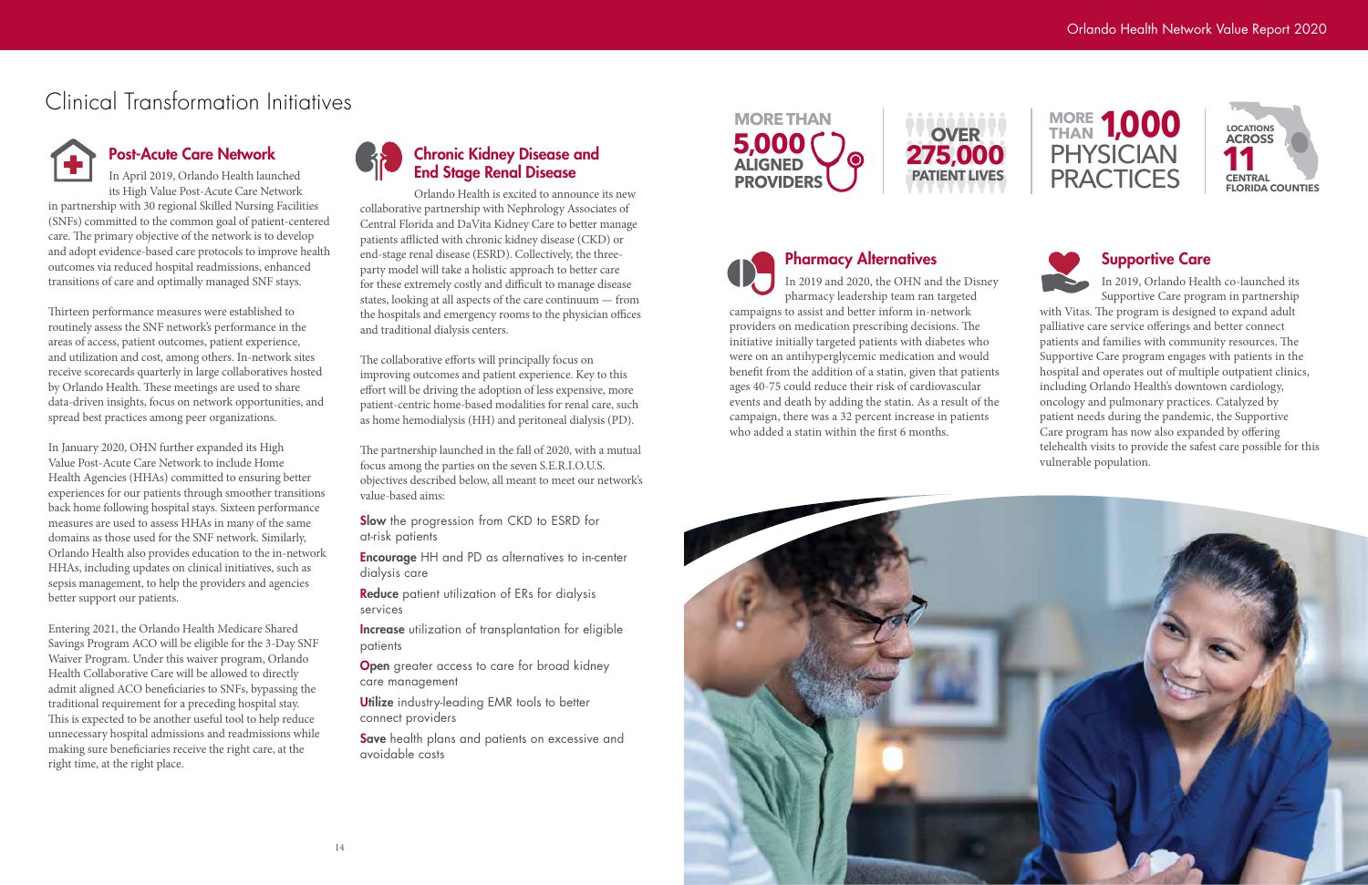# Clinical Transformation Initiatives

## Post-Acute Care Network

In April 2019, Orlando Health launched its High Value Post-Acute Care Network in partnership with 30 regional Skilled Nursing Facilities (SNFs) committed to the common goal of patient-centered care. The primary objective of the network is to develop and adopt evidence-based care protocols to improve health outcomes via reduced hospital readmissions, enhanced transitions of care and optimally managed SNF stays.

Thirteen performance measures were established to routinely assess the SNF network's performance in the areas of access, patient outcomes, patient experience, and utilization and cost, among others. In-network sites receive scorecards quarterly in large collaboratives hosted by Orlando Health. These meetings are used to share data-driven insights, focus on network opportunities, and spread best practices among peer organizations.

In January 2020, OHN further expanded its High Value Post-Acute Care Network to include Home Health Agencies (HHAs) committed to ensuring better experiences for our patients through smoother transitions back home following hospital stays. Sixteen performance measures are used to assess HHAs in many of the same domains as those used for the SNF network. Similarly, Orlando Health also provides education to the in-network HHAs, including updates on clinical initiatives, such as sepsis management, to help the providers and agencies better support our patients.

Entering 2021, the Orlando Health Medicare Shared Savings Program ACO will be eligible for the 3-Day SNF Waiver Program. Under this waiver program, Orlando Health Collaborative Care will be allowed to directly admit aligned ACO beneficiaries to SNFs, bypassing the traditional requirement for a preceding hospital stay. This is expected to be another useful tool to help reduce unnecessary hospital admissions and readmissions while making sure beneficiaries receive the right care, at the right time, at the right place.

## Chronic Kidney Disease and End Stage Renal Disease

Orlando Health is excited to announce its new collaborative partnership with Nephrology Associates of Central Florida and DaVita Kidney Care to better manage patients afflicted with chronic kidney disease (CKD) or end-stage renal disease (ESRD). Collectively, the three-party model will take a holistic approach to better care for these extremely costly and difficult to manage disease states, looking at all aspects of the care continuum — from the hospitals and emergency rooms to the physician offices and traditional dialysis centers.

The collaborative efforts will principally focus on improving outcomes and patient experience. Key to this effort will be driving the adoption of less expensive, more patient-centric home-based modalities for renal care, such as home hemodialysis (HH) and peritoneal dialysis (PD).

The partnership launched in the fall of 2020, with a mutual focus among the parties on the seven S.E.R.I.O.U.S. objectives described below, all meant to meet our network's value-based aims:

- **Slow** the progression from CKD to ESRD for at-risk patients
- **Encourage** HH and PD as alternatives to in-center dialysis care
- **Reduce** patient utilization of ERs for dialysis services
- **Increase** utilization of transplantation for eligible patients
- **Open** greater access to care for broad kidney care management
- **Utilize** industry-leading EMR tools to better connect providers
- **Save** health plans and patients on excessive and avoidable costs

**MORE THAN 5,000 ALIGNED PROVIDERS**

**OVER 275,000 PATIENT LIVES**

**MORE THAN 1,000 PHYSICIAN PRACTICES**

**LOCATIONS ACROSS 11 CENTRAL FLORIDA COUNTIES**

## Pharmacy Alternatives

In 2019 and 2020, the OHN and the Disney pharmacy leadership team ran targeted campaigns to assist and better inform in-network providers on medication prescribing decisions. The initiative initially targeted patients with diabetes who were on an antihyperglycemic medication and would benefit from the addition of a statin, given that patients ages 40-75 could reduce their risk of cardiovascular events and death by adding the statin. As a result of the campaign, there was a 32 percent increase in patients who added a statin within the first 6 months.

## Supportive Care

In 2019, Orlando Health co-launched its Supportive Care program in partnership with Vitas. The program is designed to expand adult palliative care service offerings and better connect patients and families with community resources. The Supportive Care program engages with patients in the hospital and operates out of multiple outpatient clinics, including Orlando Health's downtown cardiology, oncology and pulmonary practices. Catalyzed by patient needs during the pandemic, the Supportive Care program has now also expanded by offering telehealth visits to provide the safest care possible for this vulnerable population.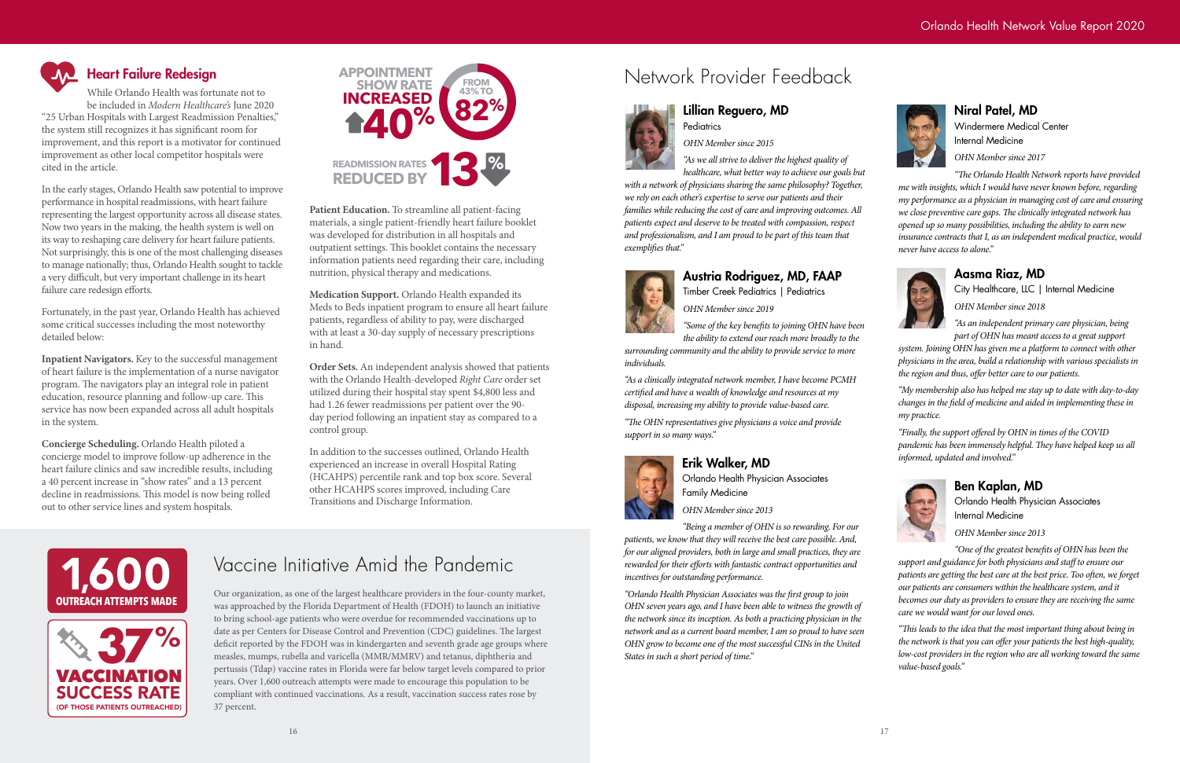## Heart Failure Redesign

While Orlando Health was fortunate not to be included in *Modern Healthcare's* June 2020 "25 Urban Hospitals with Largest Readmission Penalties," the system still recognizes it has significant room for improvement, and this report is a motivator for continued improvement as other local competitor hospitals were cited in the article.

In the early stages, Orlando Health saw potential to improve performance in hospital readmissions, with heart failure representing the largest opportunity across all disease states. Now two years in the making, the health system is well on its way to reshaping care delivery for heart failure patients. Not surprisingly, this is one of the most challenging diseases to manage nationally; thus, Orlando Health sought to tackle a very difficult, but very important challenge in its heart failure care redesign efforts.

Fortunately, in the past year, Orlando Health has achieved some critical successes including the most noteworthy detailed below:

**Inpatient Navigators.** Key to the successful management of heart failure is the implementation of a nurse navigator program. The navigators play an integral role in patient education, resource planning and follow-up care. This service has now been expanded across all adult hospitals in the system.

**Concierge Scheduling.** Orlando Health piloted a concierge model to improve follow-up adherence in the heart failure clinics and saw incredible results, including a 40 percent increase in "show rates" and a 13 percent decline in readmissions. This model is now being rolled out to other service lines and system hospitals.

**APPOINTMENT SHOW RATE INCREASED 40%** — FROM 43% TO 82%

**READMISSION RATES REDUCED BY 13%**

**Patient Education.** To streamline all patient-facing materials, a single patient-friendly heart failure booklet was developed for distribution in all hospitals and outpatient settings. This booklet contains the necessary information patients need regarding their care, including nutrition, physical therapy and medications.

**Medication Support.** Orlando Health expanded its Meds to Beds inpatient program to ensure all heart failure patients, regardless of ability to pay, were discharged with at least a 30-day supply of necessary prescriptions in hand.

**Order Sets.** An independent analysis showed that patients with the Orlando Health-developed *Right Care* order set utilized during their hospital stay spent $4,800 less and had 1.26 fewer readmissions per patient over the 90-day period following an inpatient stay as compared to a control group.

In addition to the successes outlined, Orlando Health experienced an increase in overall Hospital Rating (HCAHPS) percentile rank and top box score. Several other HCAHPS scores improved, including Care Transitions and Discharge Information.

## Vaccine Initiative Amid the Pandemic

**1,600 OUTREACH ATTEMPTS MADE**

**37% VACCINATION SUCCESS RATE** (OF THOSE PATIENTS OUTREACHED)

Our organization, as one of the largest healthcare providers in the four-county market, was approached by the Florida Department of Health (FDOH) to launch an initiative to bring school-age patients who were overdue for recommended vaccinations up to date as per Centers for Disease Control and Prevention (CDC) guidelines. The largest deficit reported by the FDOH was in kindergarten and seventh grade age groups where measles, mumps, rubella and varicella (MMR/MMRV) and tetanus, diphtheria and pertussis (Tdap) vaccine rates in Florida were far below target levels compared to prior years. Over 1,600 outreach attempts were made to encourage this population to be compliant with continued vaccinations. As a result, vaccination success rates rose by 37 percent.

## Network Provider Feedback

### Lillian Reguero, MD

Pediatrics

*OHN Member since 2015*

*"As we all strive to deliver the highest quality of healthcare, what better way to achieve our goals but with a network of physicians sharing the same philosophy? Together, we rely on each other's expertise to serve our patients and their families while reducing the cost of care and improving outcomes. All patients expect and deserve to be treated with compassion, respect and professionalism, and I am proud to be part of this team that exemplifies that."*

### Austria Rodriguez, MD, FAAP

Timber Creek Pediatrics | Pediatrics

*OHN Member since 2019*

*"Some of the key benefits to joining OHN have been the ability to extend our reach more broadly to the surrounding community and the ability to provide service to more individuals.*

*"As a clinically integrated network member, I have become PCMH certified and have a wealth of knowledge and resources at my disposal, increasing my ability to provide value-based care.*

*"The OHN representatives give physicians a voice and provide support in so many ways."*

### Erik Walker, MD

Orlando Health Physician Associates

Family Medicine

*OHN Member since 2013*

*"Being a member of OHN is so rewarding. For our patients, we know that they will receive the best care possible. And, for our aligned providers, both in large and small practices, they are rewarded for their efforts with fantastic contract opportunities and incentives for outstanding performance.*

*"Orlando Health Physician Associates was the first group to join OHN seven years ago, and I have been able to witness the growth of the network since its inception. As both a practicing physician in the network and as a current board member, I am so proud to have seen OHN grow to become one of the most successful CINs in the United States in such a short period of time."*

### Niral Patel, MD

Windermere Medical Center

Internal Medicine

*OHN Member since 2017*

*"The Orlando Health Network reports have provided me with insights, which I would have never known before, regarding my performance as a physician in managing cost of care and ensuring we close preventive care gaps. The clinically integrated network has opened up so many possibilities, including the ability to earn new insurance contracts that I, as an independent medical practice, would never have access to alone."*

### Aasma Riaz, MD

City Healthcare, LLC | Internal Medicine

*OHN Member since 2018*

*"As an independent primary care physician, being part of OHN has meant access to a great support system. Joining OHN has given me a platform to connect with other physicians in the area, build a relationship with various specialists in the region and thus, offer better care to our patients.*

*"My membership also has helped me stay up to date with day-to-day changes in the field of medicine and aided in implementing these in my practice.*

*"Finally, the support offered by OHN in times of the COVID pandemic has been immensely helpful. They have helped keep us all informed, updated and involved."*

### Ben Kaplan, MD

Orlando Health Physician Associates

Internal Medicine

*OHN Member since 2013*

*"One of the greatest benefits of OHN has been the support and guidance for both physicians and staff to ensure our patients are getting the best care at the best price. Too often, we forget our patients are consumers within the healthcare system, and it becomes our duty as providers to ensure they are receiving the same care we would want for our loved ones.*

*"This leads to the idea that the most important thing about being in the network is that you can offer your patients the best high-quality, low-cost providers in the region who are all working toward the same value-based goals."*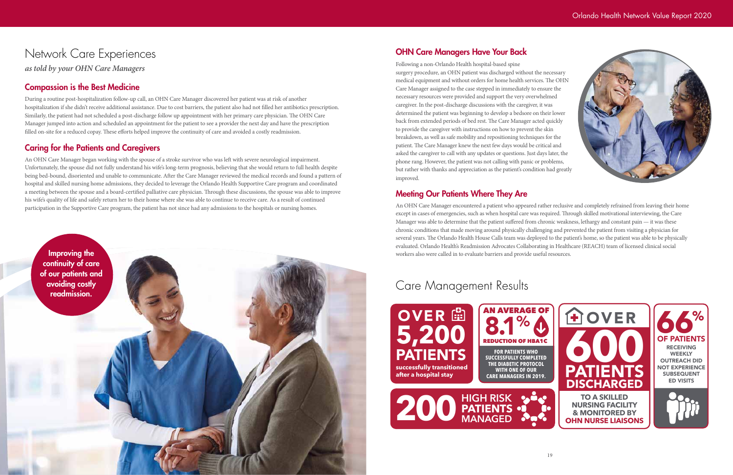# Network Care Experiences

*as told by your OHN Care Managers*

## Compassion is the Best Medicine

During a routine post-hospitalization follow-up call, an OHN Care Manager discovered her patient was at risk of another hospitalization if she didn't receive additional assistance. Due to cost barriers, the patient also had not filled her antibiotics prescription. Similarly, the patient had not scheduled a post-discharge follow up appointment with her primary care physician. The OHN Care Manager jumped into action and scheduled an appointment for the patient to see a provider the next day and have the prescription filled on-site for a reduced copay. These efforts helped improve the continuity of care and avoided a costly readmission.

## Caring for the Patients and Caregivers

An OHN Care Manager began working with the spouse of a stroke survivor who was left with severe neurological impairment. Unfortunately, the spouse did not fully understand his wife's long-term prognosis, believing that she would return to full health despite being bed-bound, disoriented and unable to communicate. After the Care Manager reviewed the medical records and found a pattern of hospital and skilled nursing home admissions, they decided to leverage the Orlando Health Supportive Care program and coordinated a meeting between the spouse and a board-certified palliative care physician. Through these discussions, the spouse was able to improve his wife's quality of life and safely return her to their home where she was able to continue to receive care. As a result of continued participation in the Supportive Care program, the patient has not since had any admissions to the hospitals or nursing homes.

**Improving the continuity of care of our patients and avoiding costly readmission.**

## OHN Care Managers Have Your Back

Following a non-Orlando Health hospital-based spine surgery procedure, an OHN patient was discharged without the necessary medical equipment and without orders for home health services. The OHN Care Manager assigned to the case stepped in immediately to ensure the necessary resources were provided and support the very overwhelmed caregiver. In the post-discharge discussions with the caregiver, it was determined the patient was beginning to develop a bedsore on their lower back from extended periods of bed rest. The Care Manager acted quickly to provide the caregiver with instructions on how to prevent the skin breakdown, as well as safe mobility and repositioning techniques for the patient. The Care Manager knew the next few days would be critical and asked the caregiver to call with any updates or questions. Just days later, the phone rang. However, the patient was not calling with panic or problems, but rather with thanks and appreciation as the patient's condition had greatly improved.

## Meeting Our Patients Where They Are

An OHN Care Manager encountered a patient who appeared rather reclusive and completely refrained from leaving their home except in cases of emergencies, such as when hospital care was required. Through skilled motivational interviewing, the Care Manager was able to determine that the patient suffered from chronic weakness, lethargy and constant pain — it was these chronic conditions that made moving around physically challenging and prevented the patient from visiting a physician for several years. The Orlando Health House Calls team was deployed to the patient's home, so the patient was able to be physically evaluated. Orlando Health's Readmission Advocates Collaborating in Healthcare (REACH) team of licensed clinical social workers also were called in to evaluate barriers and provide useful resources.

# Care Management Results

**OVER 5,200 PATIENTS** successfully transitioned after a hospital stay

**AN AVERAGE OF 8.1% REDUCTION OF HBA1C** FOR PATIENTS WHO SUCCESSFULLY COMPLETED THE DIABETIC PROTOCOL WITH ONE OF OUR CARE MANAGERS IN 2019.

**OVER 600 PATIENTS DISCHARGED** TO A SKILLED NURSING FACILITY & MONITORED BY OHN NURSE LIAISONS

**66% OF PATIENTS** RECEIVING WEEKLY OUTREACH DID NOT EXPERIENCE SUBSEQUENT ED VISITS

**200 HIGH RISK PATIENTS MANAGED**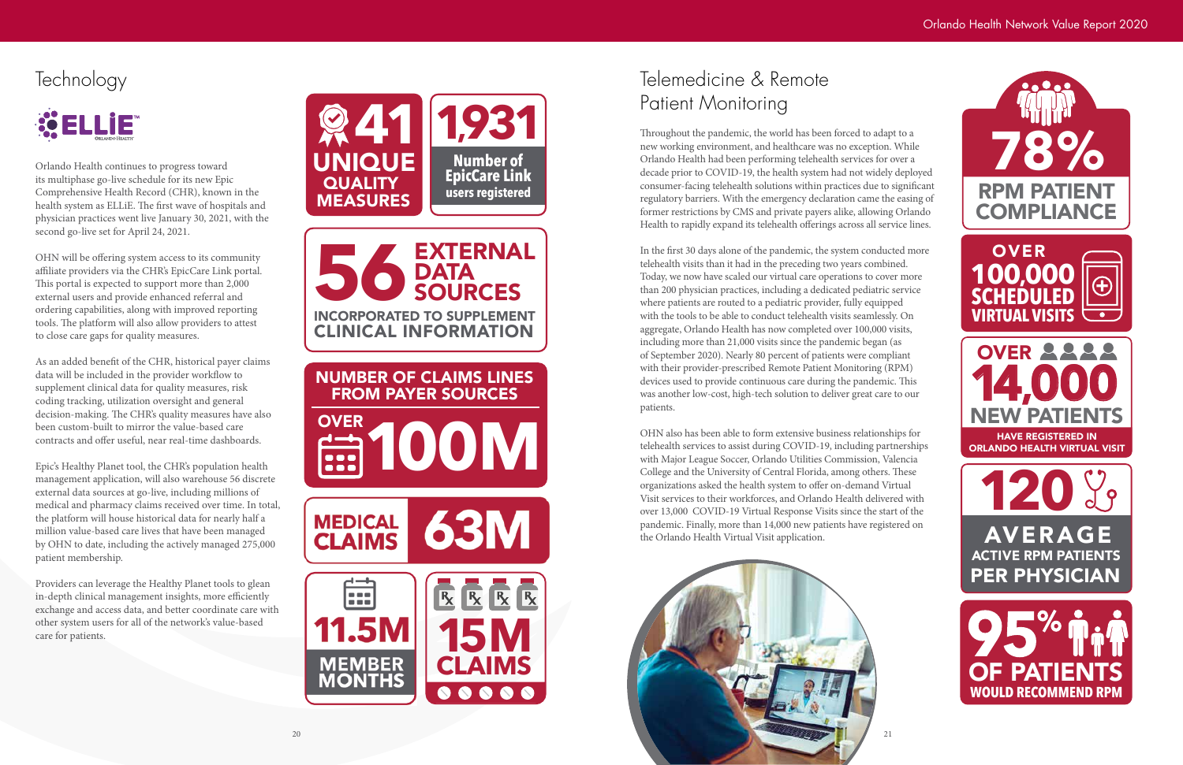# Technology

ELLiE

Orlando Health continues to progress toward its multiphase go-live schedule for its new Epic Comprehensive Health Record (CHR), known in the health system as ELLiE. The first wave of hospitals and physician practices went live January 30, 2021, with the second go-live set for April 24, 2021.

OHN will be offering system access to its community affiliate providers via the CHR's EpicCare Link portal. This portal is expected to support more than 2,000 external users and provide enhanced referral and ordering capabilities, along with improved reporting tools. The platform will also allow providers to attest to close care gaps for quality measures.

As an added benefit of the CHR, historical payer claims data will be included in the provider workflow to supplement clinical data for quality measures, risk coding tracking, utilization oversight and general decision-making. The CHR's quality measures have also been custom-built to mirror the value-based care contracts and offer useful, near real-time dashboards.

Epic's Healthy Planet tool, the CHR's population health management application, will also warehouse 56 discrete external data sources at go-live, including millions of medical and pharmacy claims received over time. In total, the platform will house historical data for nearly half a million value-based care lives that have been managed by OHN to date, including the actively managed 275,000 patient membership.

Providers can leverage the Healthy Planet tools to glean in-depth clinical management insights, more efficiently exchange and access data, and better coordinate care with other system users for all of the network's value-based care for patients.

**41** UNIQUE QUALITY MEASURES

**1,931** Number of EpicCare Link users registered

**56** EXTERNAL DATA SOURCES INCORPORATED TO SUPPLEMENT CLINICAL INFORMATION

NUMBER OF CLAIMS LINES FROM PAYER SOURCES: OVER **100M**

MEDICAL CLAIMS **63M**

**11.5M** MEMBER MONTHS

**15M** CLAIMS

# Telemedicine & Remote Patient Monitoring

Throughout the pandemic, the world has been forced to adapt to a new working environment, and healthcare was no exception. While Orlando Health had been performing telehealth services for over a decade prior to COVID-19, the health system had not widely deployed consumer-facing telehealth solutions within practices due to significant regulatory barriers. With the emergency declaration came the easing of former restrictions by CMS and private payers alike, allowing Orlando Health to rapidly expand its telehealth offerings across all service lines.

In the first 30 days alone of the pandemic, the system conducted more telehealth visits than it had in the preceding two years combined. Today, we now have scaled our virtual care operations to cover more than 200 physician practices, including a dedicated pediatric service where patients are routed to a pediatric provider, fully equipped with the tools to be able to conduct telehealth visits seamlessly. On aggregate, Orlando Health has now completed over 100,000 visits, including more than 21,000 visits since the pandemic began (as of September 2020). Nearly 80 percent of patients were compliant with their provider-prescribed Remote Patient Monitoring (RPM) devices used to provide continuous care during the pandemic. This was another low-cost, high-tech solution to deliver great care to our patients.

OHN also has been able to form extensive business relationships for telehealth services to assist during COVID-19, including partnerships with Major League Soccer, Orlando Utilities Commission, Valencia College and the University of Central Florida, among others. These organizations asked the health system to offer on-demand Virtual Visit services to their workforces, and Orlando Health delivered with over 13,000 COVID-19 Virtual Response Visits since the start of the pandemic. Finally, more than 14,000 new patients have registered on the Orlando Health Virtual Visit application.

**78%** RPM PATIENT COMPLIANCE

OVER **100,000** SCHEDULED VIRTUAL VISITS

OVER **14,000** NEW PATIENTS HAVE REGISTERED IN ORLANDO HEALTH VIRTUAL VISIT

**120** AVERAGE ACTIVE RPM PATIENTS PER PHYSICIAN

**95%** OF PATIENTS WOULD RECOMMEND RPM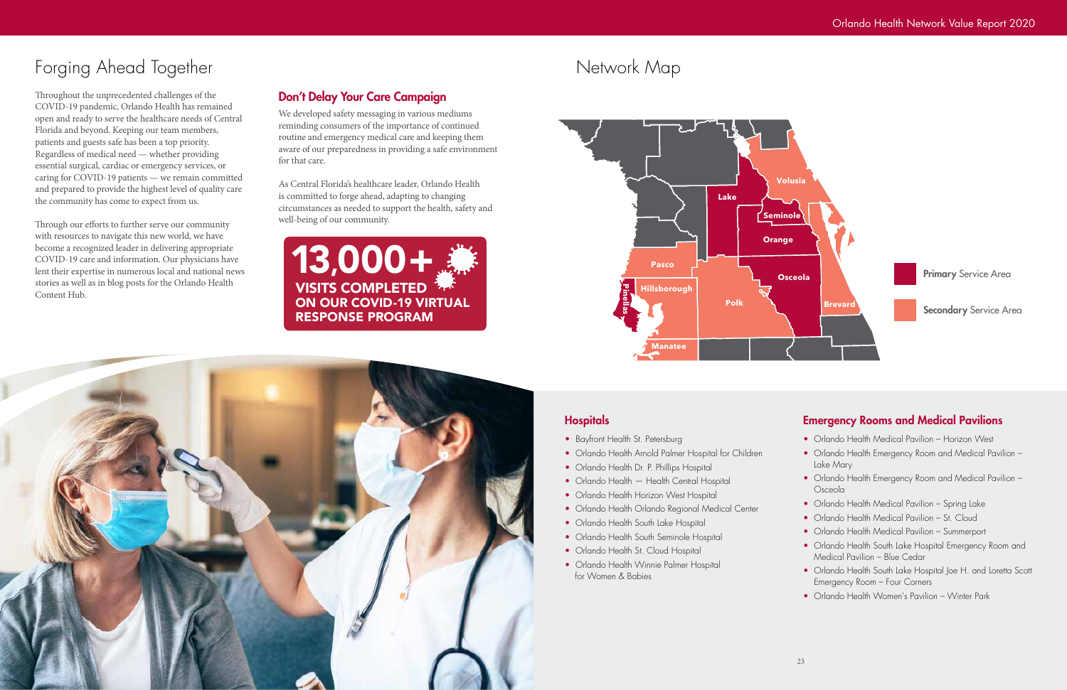# Forging Ahead Together

Throughout the unprecedented challenges of the COVID-19 pandemic, Orlando Health has remained open and ready to serve the healthcare needs of Central Florida and beyond. Keeping our team members, patients and guests safe has been a top priority. Regardless of medical need — whether providing essential surgical, cardiac or emergency services, or caring for COVID-19 patients — we remain committed and prepared to provide the highest level of quality care the community has come to expect from us.

Through our efforts to further serve our community with resources to navigate this new world, we have become a recognized leader in delivering appropriate COVID-19 care and information. Our physicians have lent their expertise in numerous local and national news stories as well as in blog posts for the Orlando Health Content Hub.

## Don't Delay Your Care Campaign

We developed safety messaging in various mediums reminding consumers of the importance of continued routine and emergency medical care and keeping them aware of our preparedness in providing a safe environment for that care.

As Central Florida's healthcare leader, Orlando Health is committed to forge ahead, adapting to changing circumstances as needed to support the health, safety and well-being of our community.

**13,000+**
**VISITS COMPLETED ON OUR COVID-19 VIRTUAL RESPONSE PROGRAM**

# Network Map

Volusia, Lake, Seminole, Orange, Osceola, Pasco, Pinellas, Hillsborough, Polk, Brevard, Manatee

**Primary** Service Area

**Secondary** Service Area

## Hospitals

- Bayfront Health St. Petersburg
- Orlando Health Arnold Palmer Hospital for Children
- Orlando Health Dr. P. Phillips Hospital
- Orlando Health — Health Central Hospital
- Orlando Health Horizon West Hospital
- Orlando Health Orlando Regional Medical Center
- Orlando Health South Lake Hospital
- Orlando Health South Seminole Hospital
- Orlando Health St. Cloud Hospital
- Orlando Health Winnie Palmer Hospital for Women & Babies

## Emergency Rooms and Medical Pavilions

- Orlando Health Medical Pavilion – Horizon West
- Orlando Health Emergency Room and Medical Pavilion – Lake Mary
- Orlando Health Emergency Room and Medical Pavilion – Osceola
- Orlando Health Medical Pavilion – Spring Lake
- Orlando Health Medical Pavilion – St. Cloud
- Orlando Health Medical Pavilion – Summerport
- Orlando Health South Lake Hospital Emergency Room and Medical Pavilion – Blue Cedar
- Orlando Health South Lake Hospital Joe H. and Loretta Scott Emergency Room – Four Corners
- Orlando Health Women's Pavilion – Winter Park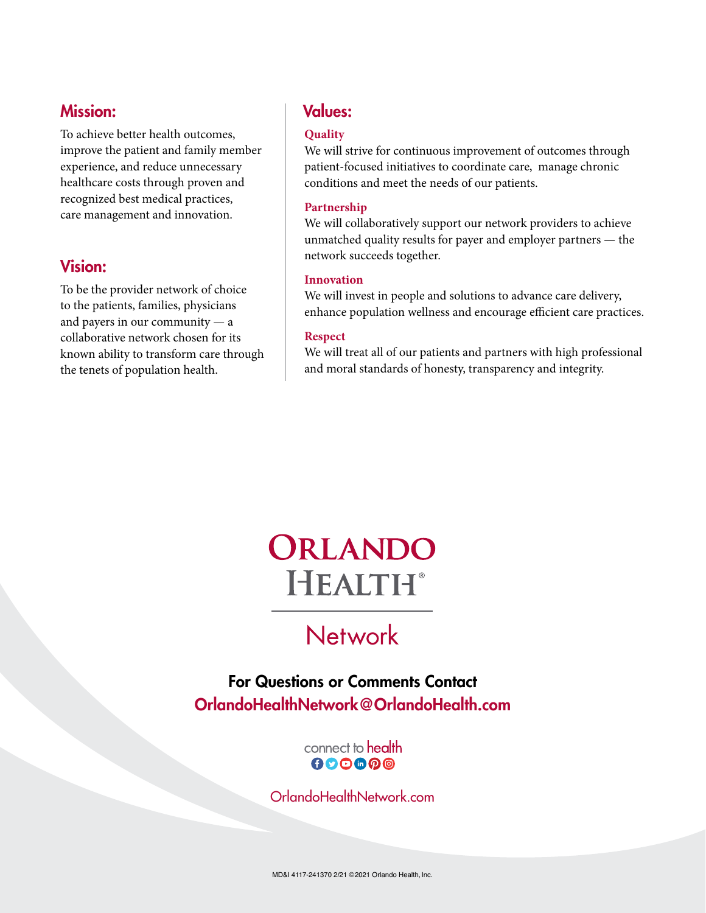## Mission:

To achieve better health outcomes, improve the patient and family member experience, and reduce unnecessary healthcare costs through proven and recognized best medical practices, care management and innovation.

## Vision:

To be the provider network of choice to the patients, families, physicians and payers in our community — a collaborative network chosen for its known ability to transform care through the tenets of population health.

## Values:

**Quality**
We will strive for continuous improvement of outcomes through patient-focused initiatives to coordinate care, manage chronic conditions and meet the needs of our patients.

**Partnership**
We will collaboratively support our network providers to achieve unmatched quality results for payer and employer partners — the network succeeds together.

**Innovation**
We will invest in people and solutions to advance care delivery, enhance population wellness and encourage efficient care practices.

**Respect**
We will treat all of our patients and partners with high professional and moral standards of honesty, transparency and integrity.

ORLANDO HEALTH®

Network

**For Questions or Comments Contact**
**OrlandoHealthNetwork@OrlandoHealth.com**

connect to health

OrlandoHealthNetwork.com

MD&I 4117-241370 2/21 ©2021 Orlando Health, Inc.